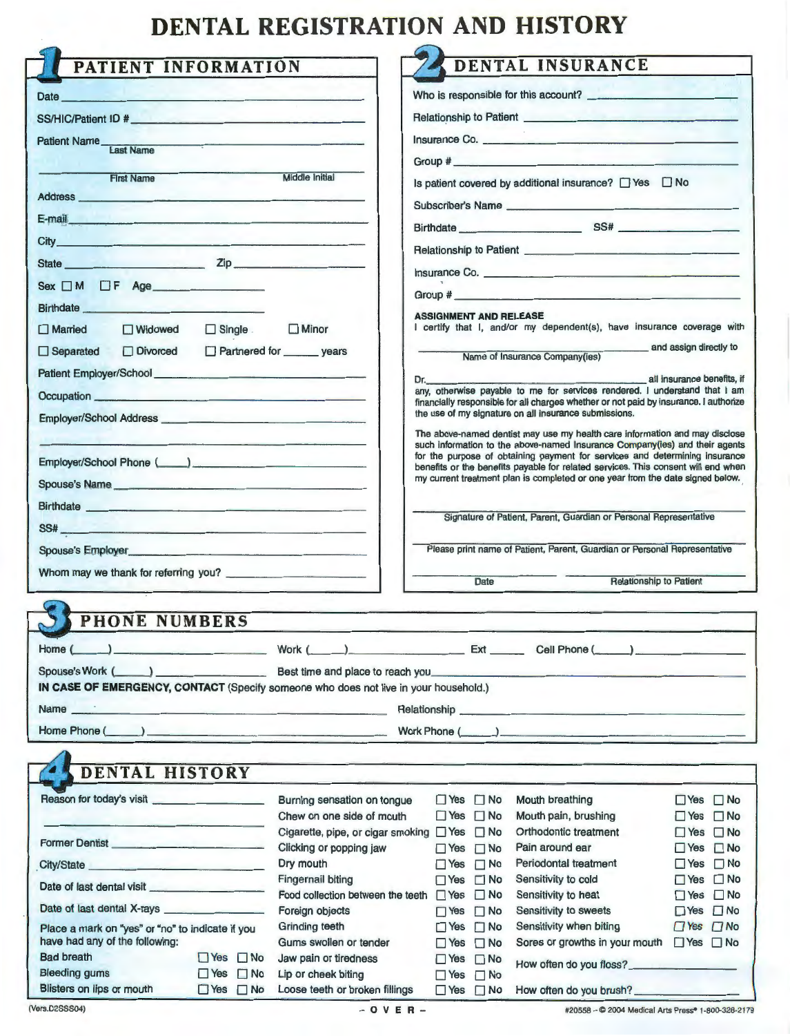# DENTAL REGISTRATION AND HISTORY

## 1 PATIENT INFORMATION

Date ______________________

SS/HIC/Patient ID # ______________________

Patient Name ______________________
Last Name

______________________
First Name — Middle Initial

Address ______________________

E-mail ______________________

City ______________________

State ______________ Zip ______________

Sex ☐ M ☐ F Age ______________

Birthdate ______________

☐ Married ☐ Widowed ☐ Single ☐ Minor

☐ Separated ☐ Divorced ☐ Partnered for ______ years

Patient Employer/School ______________________

Occupation ______________________

Employer/School Address ______________________

______________________

Employer/School Phone (____) ______________________

Spouse's Name ______________________

Birthdate ______________________

SS# ______________________

Spouse's Employer ______________________

Whom may we thank for referring you? ______________________

## 2 DENTAL INSURANCE

Who is responsible for this account? ______________________

Relationship to Patient ______________________

Insurance Co. ______________________

Group # ______________________

Is patient covered by additional insurance? ☐ Yes ☐ No

Subscriber's Name ______________________

Birthdate ______________ SS# ______________

Relationship to Patient ______________________

Insurance Co. ______________________

Group # ______________________

**ASSIGNMENT AND RELEASE**

I certify that I, and/or my dependent(s), have insurance coverage with ______________________ and assign directly to
Name of Insurance Company(ies)

Dr. ______________________ all insurance benefits, if any, otherwise payable to me for services rendered. I understand that I am financially responsible for all charges whether or not paid by insurance. I authorize the use of my signature on all insurance submissions.

The above-named dentist may use my health care information and may disclose such information to the above-named Insurance Company(ies) and their agents for the purpose of obtaining payment for services and determining insurance benefits or the benefits payable for related services. This consent will end when my current treatment plan is completed or one year from the date signed below.

______________________
Signature of Patient, Parent, Guardian or Personal Representative

______________________
Please print name of Patient, Parent, Guardian or Personal Representative

______________ ______________
Date — Relationship to Patient

## 3 PHONE NUMBERS

Home (____) ______________ Work (____) ______________ Ext ______ Cell Phone (____) ______________

Spouse's Work (____) ______________ Best time and place to reach you ______________________

**IN CASE OF EMERGENCY, CONTACT** (Specify someone who does not live in your household.)

Name ______________________ Relationship ______________________

Home Phone (____) ______________________ Work Phone (____) ______________________

## 4 DENTAL HISTORY

Reason for today's visit ______________________

______________________

Former Dentist ______________________

City/State ______________________

Date of last dental visit ______________________

Date of last dental X-rays ______________________

Place a mark on "yes" or "no" to indicate if you have had any of the following:

| Condition | Yes | No |
|---|---|---|
| Bad breath | ☐ Yes | ☐ No |
| Bleeding gums | ☐ Yes | ☐ No |
| Blisters on lips or mouth | ☐ Yes | ☐ No |
| Burning sensation on tongue | ☐ Yes | ☐ No |
| Chew on one side of mouth | ☐ Yes | ☐ No |
| Cigarette, pipe, or cigar smoking | ☐ Yes | ☐ No |
| Clicking or popping jaw | ☐ Yes | ☐ No |
| Dry mouth | ☐ Yes | ☐ No |
| Fingernail biting | ☐ Yes | ☐ No |
| Food collection between the teeth | ☐ Yes | ☐ No |
| Foreign objects | ☐ Yes | ☐ No |
| Grinding teeth | ☐ Yes | ☐ No |
| Gums swollen or tender | ☐ Yes | ☐ No |
| Jaw pain or tiredness | ☐ Yes | ☐ No |
| Lip or cheek biting | ☐ Yes | ☐ No |
| Loose teeth or broken fillings | ☐ Yes | ☐ No |
| Mouth breathing | ☐ Yes | ☐ No |
| Mouth pain, brushing | ☐ Yes | ☐ No |
| Orthodontic treatment | ☐ Yes | ☐ No |
| Pain around ear | ☐ Yes | ☐ No |
| Periodontal treatment | ☐ Yes | ☐ No |
| Sensitivity to cold | ☐ Yes | ☐ No |
| Sensitivity to heat | ☐ Yes | ☐ No |
| Sensitivity to sweets | ☐ Yes | ☐ No |
| Sensitivity when biting | ☐ Yes | ☐ No |
| Sores or growths in your mouth | ☐ Yes | ☐ No |

How often do you floss? ______________________

How often do you brush? ______________________

(Vers.D2SSS04) — OVER — #20558 -- © 2004 Medical Arts Press® 1-800-328-2179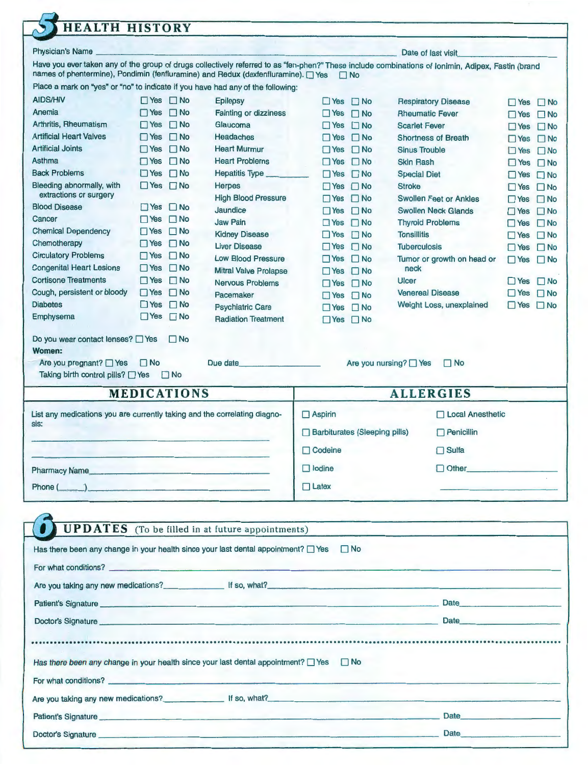## 5 HEALTH HISTORY

Physician's Name ______________________________ Date of last visit ______________

Have you ever taken any of the group of drugs collectively referred to as "fen-phen?" These include combinations of Ionimin, Adipex, Fastin (brand names of phentermine), Pondimin (fenfluramine) and Redux (dexfenfluramine). ☐ Yes ☐ No

Place a mark on "yes" or "no" to indicate if you have had any of the following:

| | | | | | | | |
|---|---|---|---|---|---|---|---|
| AIDS/HIV | ☐ Yes ☐ No | Epilepsy | ☐ Yes ☐ No | Respiratory Disease | ☐ Yes ☐ No |
| Anemia | ☐ Yes ☐ No | Fainting or dizziness | ☐ Yes ☐ No | Rheumatic Fever | ☐ Yes ☐ No |
| Arthritis, Rheumatism | ☐ Yes ☐ No | Glaucoma | ☐ Yes ☐ No | Scarlet Fever | ☐ Yes ☐ No |
| Artificial Heart Valves | ☐ Yes ☐ No | Headaches | ☐ Yes ☐ No | Shortness of Breath | ☐ Yes ☐ No |
| Artificial Joints | ☐ Yes ☐ No | Heart Murmur | ☐ Yes ☐ No | Sinus Trouble | ☐ Yes ☐ No |
| Asthma | ☐ Yes ☐ No | Heart Problems | ☐ Yes ☐ No | Skin Rash | ☐ Yes ☐ No |
| Back Problems | ☐ Yes ☐ No | Hepatitis Type ______ | ☐ Yes ☐ No | Special Diet | ☐ Yes ☐ No |
| Bleeding abnormally, with extractions or surgery | ☐ Yes ☐ No | Herpes | ☐ Yes ☐ No | Stroke | ☐ Yes ☐ No |
| | | High Blood Pressure | ☐ Yes ☐ No | Swollen Feet or Ankles | ☐ Yes ☐ No |
| Blood Disease | ☐ Yes ☐ No | Jaundice | ☐ Yes ☐ No | Swollen Neck Glands | ☐ Yes ☐ No |
| Cancer | ☐ Yes ☐ No | Jaw Pain | ☐ Yes ☐ No | Thyroid Problems | ☐ Yes ☐ No |
| Chemical Dependency | ☐ Yes ☐ No | Kidney Disease | ☐ Yes ☐ No | Tonsillitis | ☐ Yes ☐ No |
| Chemotherapy | ☐ Yes ☐ No | Liver Disease | ☐ Yes ☐ No | Tuberculosis | ☐ Yes ☐ No |
| Circulatory Problems | ☐ Yes ☐ No | Low Blood Pressure | ☐ Yes ☐ No | Tumor or growth on head or neck | ☐ Yes ☐ No |
| Congenital Heart Lesions | ☐ Yes ☐ No | Mitral Valve Prolapse | ☐ Yes ☐ No | | |
| Cortisone Treatments | ☐ Yes ☐ No | Nervous Problems | ☐ Yes ☐ No | Ulcer | ☐ Yes ☐ No |
| Cough, persistent or bloody | ☐ Yes ☐ No | Pacemaker | ☐ Yes ☐ No | Venereal Disease | ☐ Yes ☐ No |
| Diabetes | ☐ Yes ☐ No | Psychiatric Care | ☐ Yes ☐ No | Weight Loss, unexplained | ☐ Yes ☐ No |
| Emphysema | ☐ Yes ☐ No | Radiation Treatment | ☐ Yes ☐ No | | |

Do you wear contact lenses? ☐ Yes ☐ No

**Women:**

Are you pregnant? ☐ Yes ☐ No Due date ______________ Are you nursing? ☐ Yes ☐ No

Taking birth control pills? ☐ Yes ☐ No

### MEDICATIONS

List any medications you are currently taking and the correlating diagnosis:

______________________________

______________________________

Pharmacy Name ______________________________

Phone (____) ______________________________

### ALLERGIES

☐ Aspirin
☐ Local Anesthetic
☐ Barbiturates (Sleeping pills)
☐ Penicillin
☐ Codeine
☐ Sulfa
☐ Iodine
☐ Other ______________
☐ Latex

______________

## 6 UPDATES (To be filled in at future appointments)

Has there been any change in your health since your last dental appointment? ☐ Yes ☐ No

For what conditions? ______________________________

Are you taking any new medications? __________ If so, what? ______________________________

Patient's Signature ______________________________ Date ______________

Doctor's Signature ______________________________ Date ______________

Has there been any change in your health since your last dental appointment? ☐ Yes ☐ No

For what conditions? ______________________________

Are you taking any new medications? __________ If so, what? ______________________________

Patient's Signature ______________________________ Date ______________

Doctor's Signature ______________________________ Date ______________